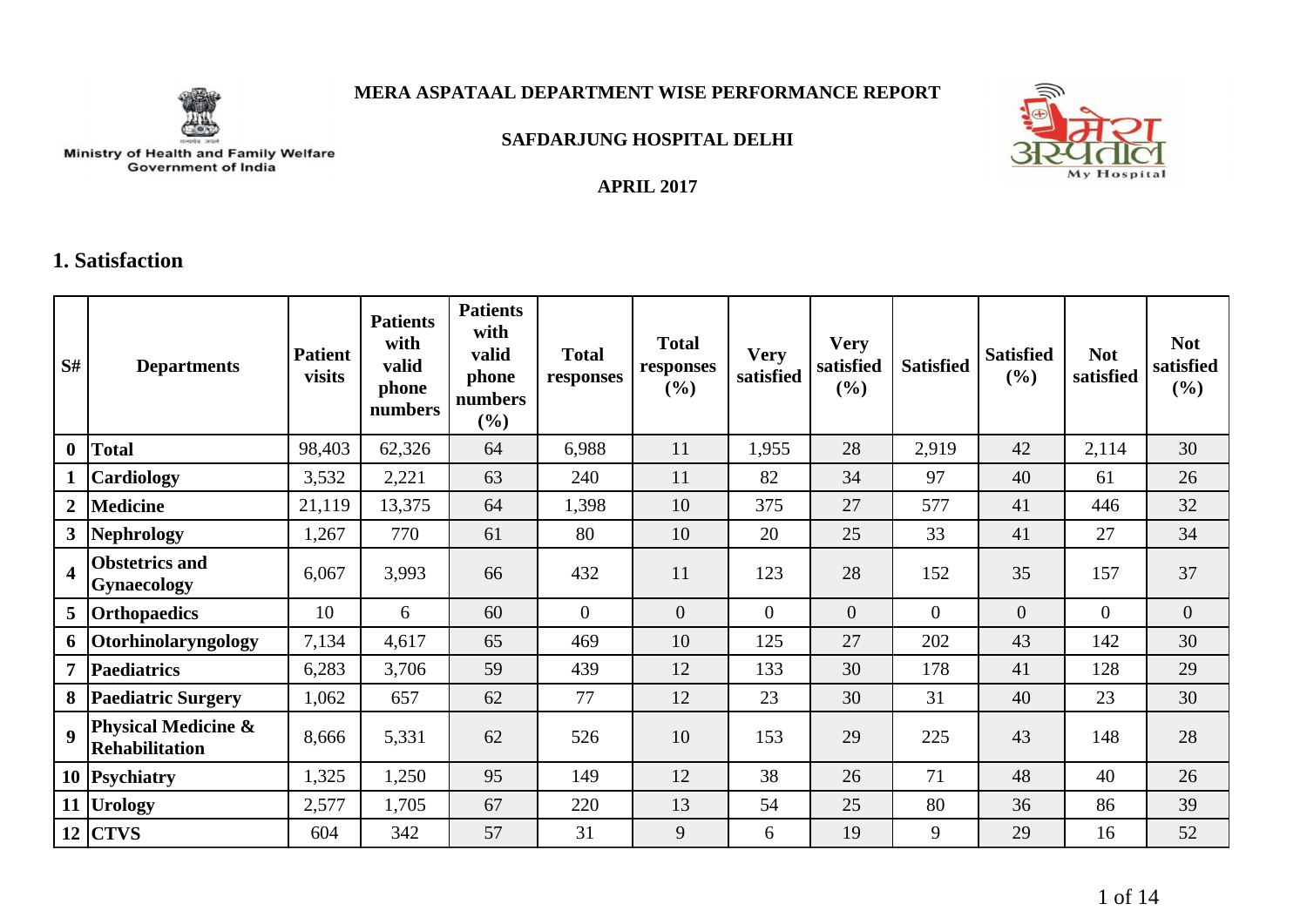Ministry of Health and Family Welfare
Government of India

# MERA ASPATAAL DEPARTMENT WISE PERFORMANCE REPORT

## SAFDARJUNG HOSPITAL DELHI

### APRIL 2017

## 1. Satisfaction

| S# | Departments | Patient visits | Patients with valid phone numbers | Patients with valid phone numbers (%) | Total responses | Total responses (%) | Very satisfied | Very satisfied (%) | Satisfied | Satisfied (%) | Not satisfied | Not satisfied (%) |
|---|---|---|---|---|---|---|---|---|---|---|---|---|
| 0 | **Total** | 98,403 | 62,326 | 64 | 6,988 | 11 | 1,955 | 28 | 2,919 | 42 | 2,114 | 30 |
| 1 | **Cardiology** | 3,532 | 2,221 | 63 | 240 | 11 | 82 | 34 | 97 | 40 | 61 | 26 |
| 2 | **Medicine** | 21,119 | 13,375 | 64 | 1,398 | 10 | 375 | 27 | 577 | 41 | 446 | 32 |
| 3 | **Nephrology** | 1,267 | 770 | 61 | 80 | 10 | 20 | 25 | 33 | 41 | 27 | 34 |
| 4 | **Obstetrics and Gynaecology** | 6,067 | 3,993 | 66 | 432 | 11 | 123 | 28 | 152 | 35 | 157 | 37 |
| 5 | **Orthopaedics** | 10 | 6 | 60 | 0 | 0 | 0 | 0 | 0 | 0 | 0 | 0 |
| 6 | **Otorhinolaryngology** | 7,134 | 4,617 | 65 | 469 | 10 | 125 | 27 | 202 | 43 | 142 | 30 |
| 7 | **Paediatrics** | 6,283 | 3,706 | 59 | 439 | 12 | 133 | 30 | 178 | 41 | 128 | 29 |
| 8 | **Paediatric Surgery** | 1,062 | 657 | 62 | 77 | 12 | 23 | 30 | 31 | 40 | 23 | 30 |
| 9 | **Physical Medicine & Rehabilitation** | 8,666 | 5,331 | 62 | 526 | 10 | 153 | 29 | 225 | 43 | 148 | 28 |
| 10 | **Psychiatry** | 1,325 | 1,250 | 95 | 149 | 12 | 38 | 26 | 71 | 48 | 40 | 26 |
| 11 | **Urology** | 2,577 | 1,705 | 67 | 220 | 13 | 54 | 25 | 80 | 36 | 86 | 39 |
| 12 | **CTVS** | 604 | 342 | 57 | 31 | 9 | 6 | 19 | 9 | 29 | 16 | 52 |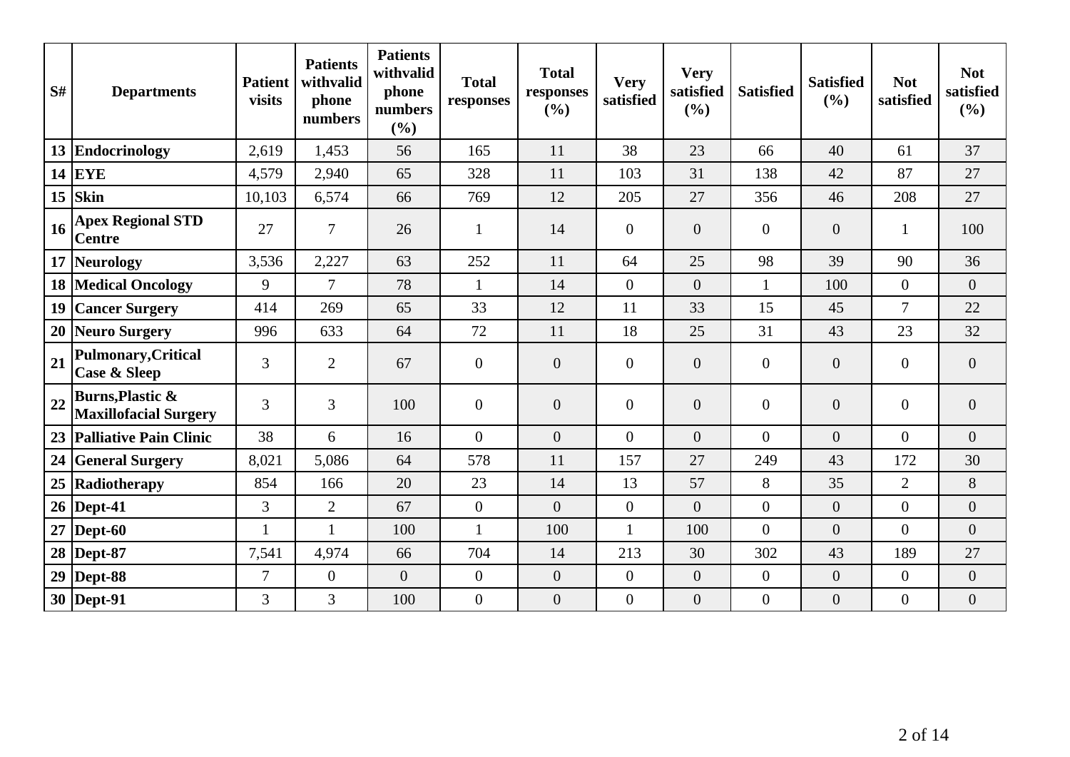| S# | Departments | Patient visits | Patients withvalid phone numbers | Patients withvalid phone numbers (%) | Total responses | Total responses (%) | Very satisfied | Very satisfied (%) | Satisfied | Satisfied (%) | Not satisfied | Not satisfied (%) |
|---|---|---|---|---|---|---|---|---|---|---|---|---|
| 13 | **Endocrinology** | 2,619 | 1,453 | 56 | 165 | 11 | 38 | 23 | 66 | 40 | 61 | 37 |
| 14 | **EYE** | 4,579 | 2,940 | 65 | 328 | 11 | 103 | 31 | 138 | 42 | 87 | 27 |
| 15 | **Skin** | 10,103 | 6,574 | 66 | 769 | 12 | 205 | 27 | 356 | 46 | 208 | 27 |
| 16 | **Apex Regional STD Centre** | 27 | 7 | 26 | 1 | 14 | 0 | 0 | 0 | 0 | 1 | 100 |
| 17 | **Neurology** | 3,536 | 2,227 | 63 | 252 | 11 | 64 | 25 | 98 | 39 | 90 | 36 |
| 18 | **Medical Oncology** | 9 | 7 | 78 | 1 | 14 | 0 | 0 | 1 | 100 | 0 | 0 |
| 19 | **Cancer Surgery** | 414 | 269 | 65 | 33 | 12 | 11 | 33 | 15 | 45 | 7 | 22 |
| 20 | **Neuro Surgery** | 996 | 633 | 64 | 72 | 11 | 18 | 25 | 31 | 43 | 23 | 32 |
| 21 | **Pulmonary,Critical Case & Sleep** | 3 | 2 | 67 | 0 | 0 | 0 | 0 | 0 | 0 | 0 | 0 |
| 22 | **Burns,Plastic & Maxillofacial Surgery** | 3 | 3 | 100 | 0 | 0 | 0 | 0 | 0 | 0 | 0 | 0 |
| 23 | **Palliative Pain Clinic** | 38 | 6 | 16 | 0 | 0 | 0 | 0 | 0 | 0 | 0 | 0 |
| 24 | **General Surgery** | 8,021 | 5,086 | 64 | 578 | 11 | 157 | 27 | 249 | 43 | 172 | 30 |
| 25 | **Radiotherapy** | 854 | 166 | 20 | 23 | 14 | 13 | 57 | 8 | 35 | 2 | 8 |
| 26 | **Dept-41** | 3 | 2 | 67 | 0 | 0 | 0 | 0 | 0 | 0 | 0 | 0 |
| 27 | **Dept-60** | 1 | 1 | 100 | 1 | 100 | 1 | 100 | 0 | 0 | 0 | 0 |
| 28 | **Dept-87** | 7,541 | 4,974 | 66 | 704 | 14 | 213 | 30 | 302 | 43 | 189 | 27 |
| 29 | **Dept-88** | 7 | 0 | 0 | 0 | 0 | 0 | 0 | 0 | 0 | 0 | 0 |
| 30 | **Dept-91** | 3 | 3 | 100 | 0 | 0 | 0 | 0 | 0 | 0 | 0 | 0 |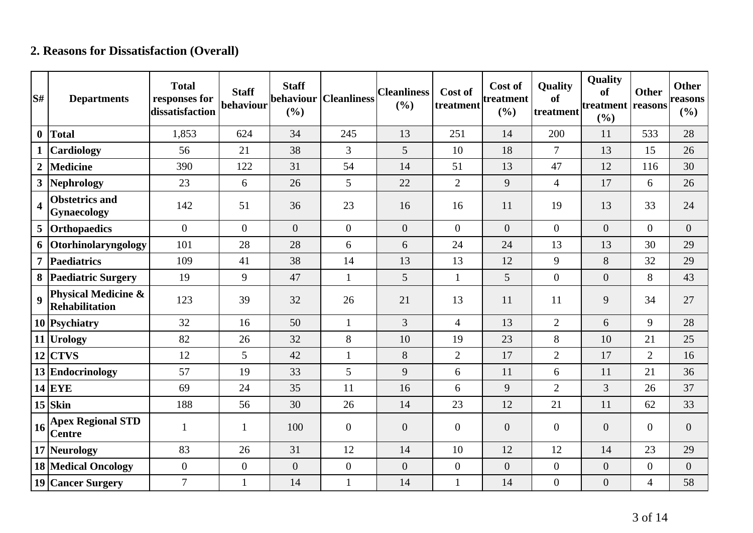## 2. Reasons for Dissatisfaction (Overall)

| S# | Departments | Total responses for dissatisfaction | Staff behaviour | Staff behaviour (%) | Cleanliness | Cleanliness (%) | Cost of treatment | Cost of treatment (%) | Quality of treatment | Quality of treatment (%) | Other reasons | Other reasons (%) |
|---|---|---|---|---|---|---|---|---|---|---|---|---|
| **0** | **Total** | 1,853 | 624 | 34 | 245 | 13 | 251 | 14 | 200 | 11 | 533 | 28 |
| **1** | **Cardiology** | 56 | 21 | 38 | 3 | 5 | 10 | 18 | 7 | 13 | 15 | 26 |
| **2** | **Medicine** | 390 | 122 | 31 | 54 | 14 | 51 | 13 | 47 | 12 | 116 | 30 |
| **3** | **Nephrology** | 23 | 6 | 26 | 5 | 22 | 2 | 9 | 4 | 17 | 6 | 26 |
| **4** | **Obstetrics and Gynaecology** | 142 | 51 | 36 | 23 | 16 | 16 | 11 | 19 | 13 | 33 | 24 |
| **5** | **Orthopaedics** | 0 | 0 | 0 | 0 | 0 | 0 | 0 | 0 | 0 | 0 | 0 |
| **6** | **Otorhinolaryngology** | 101 | 28 | 28 | 6 | 6 | 24 | 24 | 13 | 13 | 30 | 29 |
| **7** | **Paediatrics** | 109 | 41 | 38 | 14 | 13 | 13 | 12 | 9 | 8 | 32 | 29 |
| **8** | **Paediatric Surgery** | 19 | 9 | 47 | 1 | 5 | 1 | 5 | 0 | 0 | 8 | 43 |
| **9** | **Physical Medicine & Rehabilitation** | 123 | 39 | 32 | 26 | 21 | 13 | 11 | 11 | 9 | 34 | 27 |
| **10** | **Psychiatry** | 32 | 16 | 50 | 1 | 3 | 4 | 13 | 2 | 6 | 9 | 28 |
| **11** | **Urology** | 82 | 26 | 32 | 8 | 10 | 19 | 23 | 8 | 10 | 21 | 25 |
| **12** | **CTVS** | 12 | 5 | 42 | 1 | 8 | 2 | 17 | 2 | 17 | 2 | 16 |
| **13** | **Endocrinology** | 57 | 19 | 33 | 5 | 9 | 6 | 11 | 6 | 11 | 21 | 36 |
| **14** | **EYE** | 69 | 24 | 35 | 11 | 16 | 6 | 9 | 2 | 3 | 26 | 37 |
| **15** | **Skin** | 188 | 56 | 30 | 26 | 14 | 23 | 12 | 21 | 11 | 62 | 33 |
| **16** | **Apex Regional STD Centre** | 1 | 1 | 100 | 0 | 0 | 0 | 0 | 0 | 0 | 0 | 0 |
| **17** | **Neurology** | 83 | 26 | 31 | 12 | 14 | 10 | 12 | 12 | 14 | 23 | 29 |
| **18** | **Medical Oncology** | 0 | 0 | 0 | 0 | 0 | 0 | 0 | 0 | 0 | 0 | 0 |
| **19** | **Cancer Surgery** | 7 | 1 | 14 | 1 | 14 | 1 | 14 | 0 | 0 | 4 | 58 |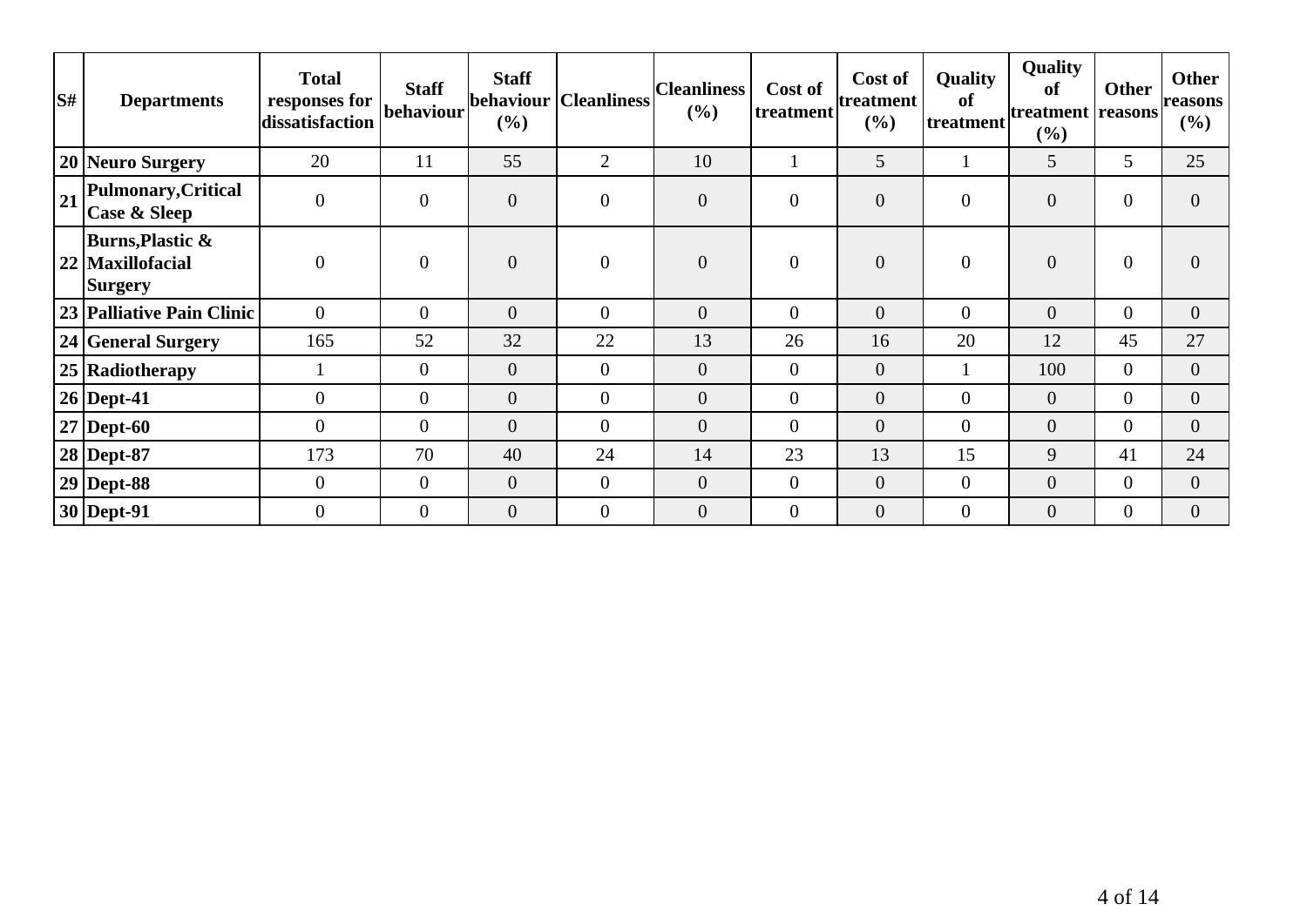| S# | Departments | Total responses for dissatisfaction | Staff behaviour | Staff behaviour (%) | Cleanliness | Cleanliness (%) | Cost of treatment | Cost of treatment (%) | Quality of treatment | Quality of treatment (%) | Other reasons | Other reasons (%) |
|---|---|---|---|---|---|---|---|---|---|---|---|---|
| 20 | Neuro Surgery | 20 | 11 | 55 | 2 | 10 | 1 | 5 | 1 | 5 | 5 | 25 |
| 21 | Pulmonary,Critical Case & Sleep | 0 | 0 | 0 | 0 | 0 | 0 | 0 | 0 | 0 | 0 | 0 |
| 22 | Burns,Plastic & Maxillofacial Surgery | 0 | 0 | 0 | 0 | 0 | 0 | 0 | 0 | 0 | 0 | 0 |
| 23 | Palliative Pain Clinic | 0 | 0 | 0 | 0 | 0 | 0 | 0 | 0 | 0 | 0 | 0 |
| 24 | General Surgery | 165 | 52 | 32 | 22 | 13 | 26 | 16 | 20 | 12 | 45 | 27 |
| 25 | Radiotherapy | 1 | 0 | 0 | 0 | 0 | 0 | 0 | 1 | 100 | 0 | 0 |
| 26 | Dept-41 | 0 | 0 | 0 | 0 | 0 | 0 | 0 | 0 | 0 | 0 | 0 |
| 27 | Dept-60 | 0 | 0 | 0 | 0 | 0 | 0 | 0 | 0 | 0 | 0 | 0 |
| 28 | Dept-87 | 173 | 70 | 40 | 24 | 14 | 23 | 13 | 15 | 9 | 41 | 24 |
| 29 | Dept-88 | 0 | 0 | 0 | 0 | 0 | 0 | 0 | 0 | 0 | 0 | 0 |
| 30 | Dept-91 | 0 | 0 | 0 | 0 | 0 | 0 | 0 | 0 | 0 | 0 | 0 |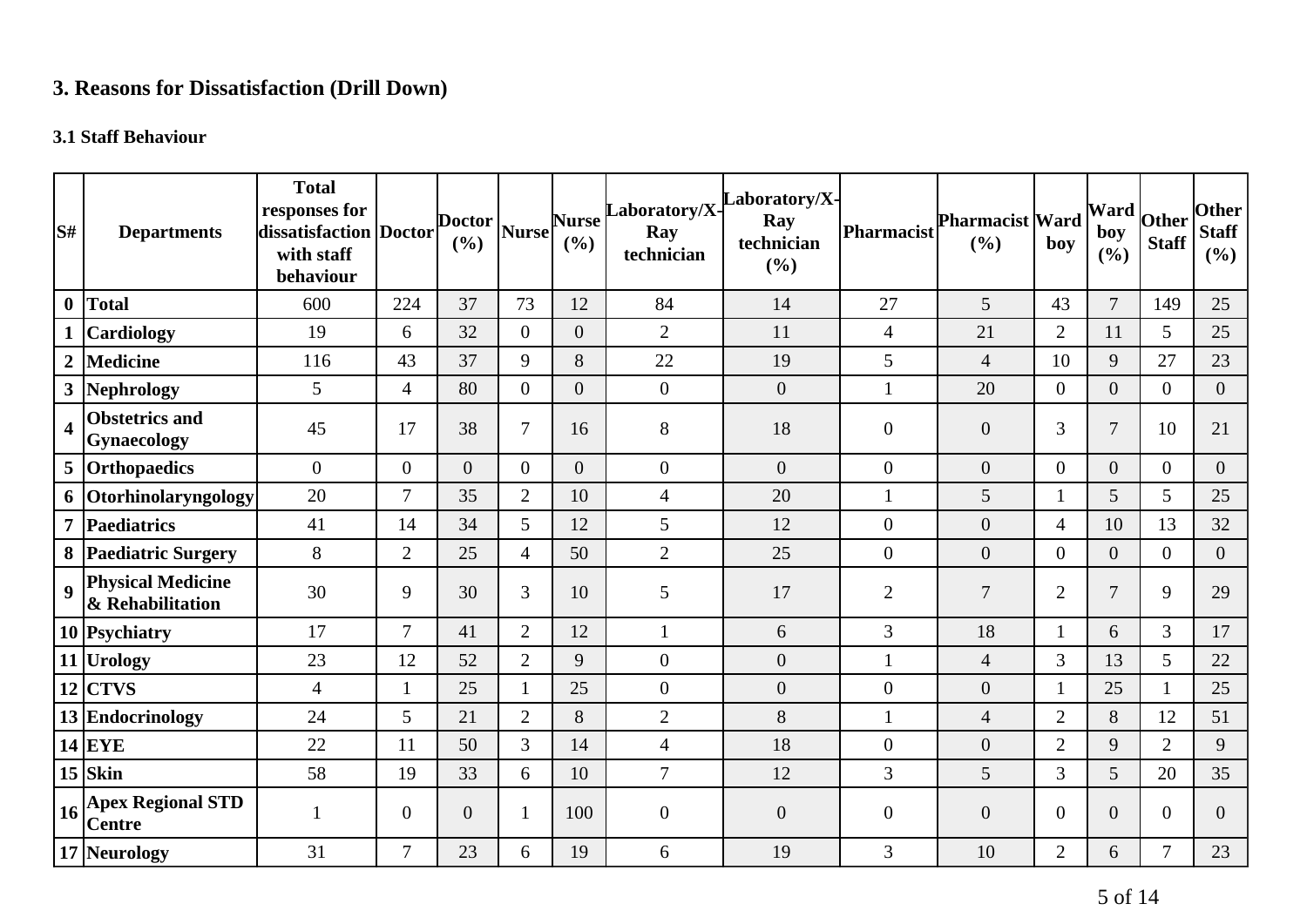## 3. Reasons for Dissatisfaction (Drill Down)

### 3.1 Staff Behaviour

| S# | Departments | Total responses for dissatisfaction with staff behaviour | Doctor | Doctor (%) | Nurse | Nurse (%) | Laboratory/X-Ray technician | Laboratory/X-Ray technician (%) | Pharmacist | Pharmacist (%) | Ward boy | Ward boy (%) | Other Staff | Other Staff (%) |
|---|---|---|---|---|---|---|---|---|---|---|---|---|---|---|
| 0 | **Total** | 600 | 224 | 37 | 73 | 12 | 84 | 14 | 27 | 5 | 43 | 7 | 149 | 25 |
| 1 | **Cardiology** | 19 | 6 | 32 | 0 | 0 | 2 | 11 | 4 | 21 | 2 | 11 | 5 | 25 |
| 2 | **Medicine** | 116 | 43 | 37 | 9 | 8 | 22 | 19 | 5 | 4 | 10 | 9 | 27 | 23 |
| 3 | **Nephrology** | 5 | 4 | 80 | 0 | 0 | 0 | 0 | 1 | 20 | 0 | 0 | 0 | 0 |
| 4 | **Obstetrics and Gynaecology** | 45 | 17 | 38 | 7 | 16 | 8 | 18 | 0 | 0 | 3 | 7 | 10 | 21 |
| 5 | **Orthopaedics** | 0 | 0 | 0 | 0 | 0 | 0 | 0 | 0 | 0 | 0 | 0 | 0 | 0 |
| 6 | **Otorhinolaryngology** | 20 | 7 | 35 | 2 | 10 | 4 | 20 | 1 | 5 | 1 | 5 | 5 | 25 |
| 7 | **Paediatrics** | 41 | 14 | 34 | 5 | 12 | 5 | 12 | 0 | 0 | 4 | 10 | 13 | 32 |
| 8 | **Paediatric Surgery** | 8 | 2 | 25 | 4 | 50 | 2 | 25 | 0 | 0 | 0 | 0 | 0 | 0 |
| 9 | **Physical Medicine & Rehabilitation** | 30 | 9 | 30 | 3 | 10 | 5 | 17 | 2 | 7 | 2 | 7 | 9 | 29 |
| 10 | **Psychiatry** | 17 | 7 | 41 | 2 | 12 | 1 | 6 | 3 | 18 | 1 | 6 | 3 | 17 |
| 11 | **Urology** | 23 | 12 | 52 | 2 | 9 | 0 | 0 | 1 | 4 | 3 | 13 | 5 | 22 |
| 12 | **CTVS** | 4 | 1 | 25 | 1 | 25 | 0 | 0 | 0 | 0 | 1 | 25 | 1 | 25 |
| 13 | **Endocrinology** | 24 | 5 | 21 | 2 | 8 | 2 | 8 | 1 | 4 | 2 | 8 | 12 | 51 |
| 14 | **EYE** | 22 | 11 | 50 | 3 | 14 | 4 | 18 | 0 | 0 | 2 | 9 | 2 | 9 |
| 15 | **Skin** | 58 | 19 | 33 | 6 | 10 | 7 | 12 | 3 | 5 | 3 | 5 | 20 | 35 |
| 16 | **Apex Regional STD Centre** | 1 | 0 | 0 | 1 | 100 | 0 | 0 | 0 | 0 | 0 | 0 | 0 | 0 |
| 17 | **Neurology** | 31 | 7 | 23 | 6 | 19 | 6 | 19 | 3 | 10 | 2 | 6 | 7 | 23 |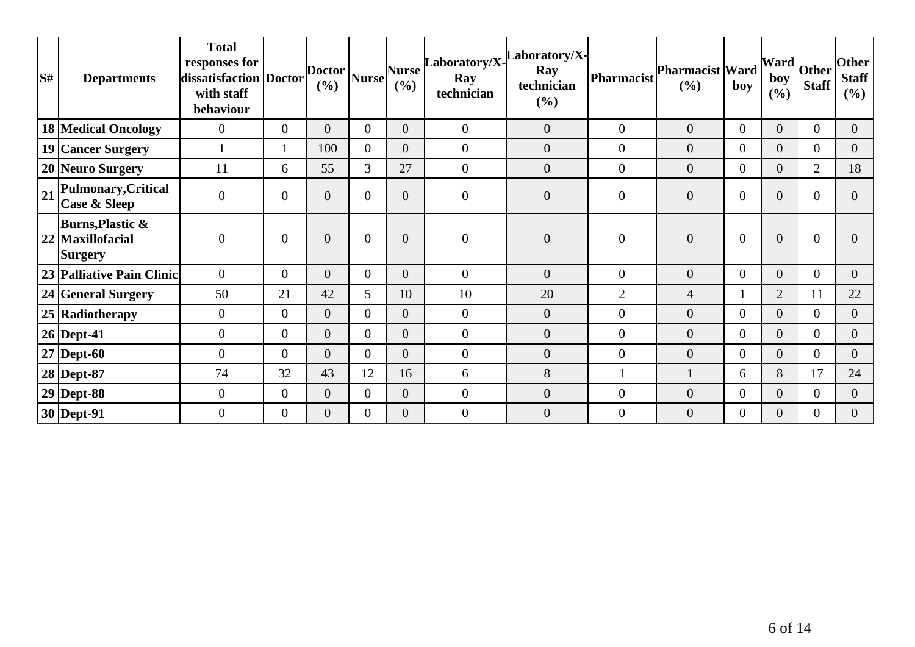| S# | Departments | Total responses for dissatisfaction with staff behaviour | Doctor | Doctor (%) | Nurse | Nurse (%) | Laboratory/X-Ray technician | Laboratory/X-Ray technician (%) | Pharmacist | Pharmacist (%) | Ward boy | Ward boy (%) | Other Staff | Other Staff (%) |
|---|---|---|---|---|---|---|---|---|---|---|---|---|---|---|
| 18 | **Medical Oncology** | 0 | 0 | 0 | 0 | 0 | 0 | 0 | 0 | 0 | 0 | 0 | 0 | 0 |
| 19 | **Cancer Surgery** | 1 | 1 | 100 | 0 | 0 | 0 | 0 | 0 | 0 | 0 | 0 | 0 | 0 |
| 20 | **Neuro Surgery** | 11 | 6 | 55 | 3 | 27 | 0 | 0 | 0 | 0 | 0 | 0 | 2 | 18 |
| 21 | **Pulmonary,Critical Case & Sleep** | 0 | 0 | 0 | 0 | 0 | 0 | 0 | 0 | 0 | 0 | 0 | 0 | 0 |
| 22 | **Burns,Plastic & Maxillofacial Surgery** | 0 | 0 | 0 | 0 | 0 | 0 | 0 | 0 | 0 | 0 | 0 | 0 | 0 |
| 23 | **Palliative Pain Clinic** | 0 | 0 | 0 | 0 | 0 | 0 | 0 | 0 | 0 | 0 | 0 | 0 | 0 |
| 24 | **General Surgery** | 50 | 21 | 42 | 5 | 10 | 10 | 20 | 2 | 4 | 1 | 2 | 11 | 22 |
| 25 | **Radiotherapy** | 0 | 0 | 0 | 0 | 0 | 0 | 0 | 0 | 0 | 0 | 0 | 0 | 0 |
| 26 | **Dept-41** | 0 | 0 | 0 | 0 | 0 | 0 | 0 | 0 | 0 | 0 | 0 | 0 | 0 |
| 27 | **Dept-60** | 0 | 0 | 0 | 0 | 0 | 0 | 0 | 0 | 0 | 0 | 0 | 0 | 0 |
| 28 | **Dept-87** | 74 | 32 | 43 | 12 | 16 | 6 | 8 | 1 | 1 | 6 | 8 | 17 | 24 |
| 29 | **Dept-88** | 0 | 0 | 0 | 0 | 0 | 0 | 0 | 0 | 0 | 0 | 0 | 0 | 0 |
| 30 | **Dept-91** | 0 | 0 | 0 | 0 | 0 | 0 | 0 | 0 | 0 | 0 | 0 | 0 | 0 |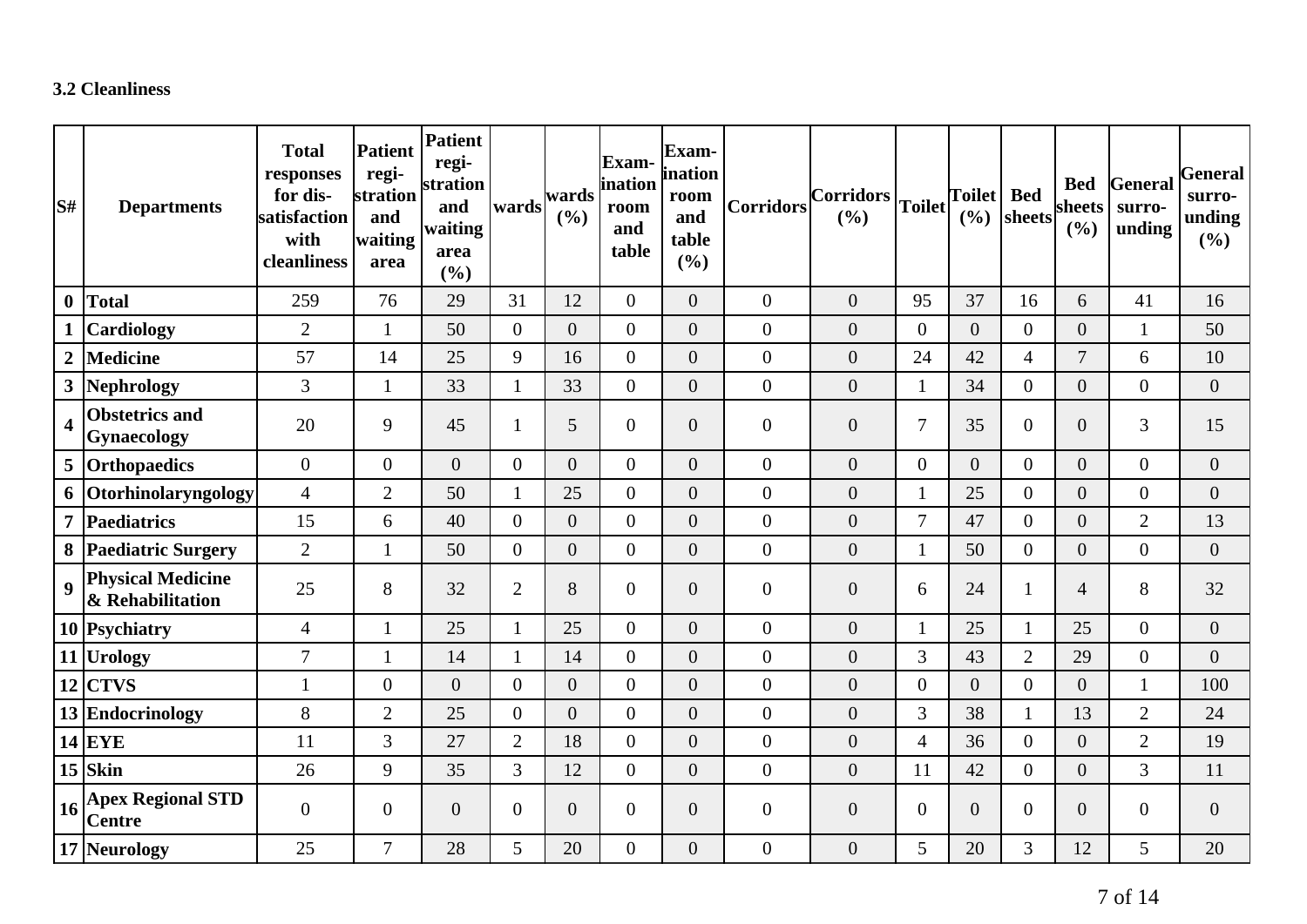### 3.2 Cleanliness

| S# | Departments | Total responses for dis-satisfaction with cleanliness | Patient regi-stration and waiting area | Patient regi-stration and waiting area (%) | wards | wards (%) | Exam-ination room and table | Exam-ination room and table (%) | Corridors | Corridors (%) | Toilet | Toilet (%) | Bed sheets | Bed sheets (%) | General surro-unding | General surro-unding (%) |
|---|---|---|---|---|---|---|---|---|---|---|---|---|---|---|---|---|
| 0 | Total | 259 | 76 | 29 | 31 | 12 | 0 | 0 | 0 | 0 | 95 | 37 | 16 | 6 | 41 | 16 |
| 1 | Cardiology | 2 | 1 | 50 | 0 | 0 | 0 | 0 | 0 | 0 | 0 | 0 | 0 | 0 | 1 | 50 |
| 2 | Medicine | 57 | 14 | 25 | 9 | 16 | 0 | 0 | 0 | 0 | 24 | 42 | 4 | 7 | 6 | 10 |
| 3 | Nephrology | 3 | 1 | 33 | 1 | 33 | 0 | 0 | 0 | 0 | 1 | 34 | 0 | 0 | 0 | 0 |
| 4 | Obstetrics and Gynaecology | 20 | 9 | 45 | 1 | 5 | 0 | 0 | 0 | 0 | 7 | 35 | 0 | 0 | 3 | 15 |
| 5 | Orthopaedics | 0 | 0 | 0 | 0 | 0 | 0 | 0 | 0 | 0 | 0 | 0 | 0 | 0 | 0 | 0 |
| 6 | Otorhinolaryngology | 4 | 2 | 50 | 1 | 25 | 0 | 0 | 0 | 0 | 1 | 25 | 0 | 0 | 0 | 0 |
| 7 | Paediatrics | 15 | 6 | 40 | 0 | 0 | 0 | 0 | 0 | 0 | 7 | 47 | 0 | 0 | 2 | 13 |
| 8 | Paediatric Surgery | 2 | 1 | 50 | 0 | 0 | 0 | 0 | 0 | 0 | 1 | 50 | 0 | 0 | 0 | 0 |
| 9 | Physical Medicine & Rehabilitation | 25 | 8 | 32 | 2 | 8 | 0 | 0 | 0 | 0 | 6 | 24 | 1 | 4 | 8 | 32 |
| 10 | Psychiatry | 4 | 1 | 25 | 1 | 25 | 0 | 0 | 0 | 0 | 1 | 25 | 1 | 25 | 0 | 0 |
| 11 | Urology | 7 | 1 | 14 | 1 | 14 | 0 | 0 | 0 | 0 | 3 | 43 | 2 | 29 | 0 | 0 |
| 12 | CTVS | 1 | 0 | 0 | 0 | 0 | 0 | 0 | 0 | 0 | 0 | 0 | 0 | 0 | 1 | 100 |
| 13 | Endocrinology | 8 | 2 | 25 | 0 | 0 | 0 | 0 | 0 | 0 | 3 | 38 | 1 | 13 | 2 | 24 |
| 14 | EYE | 11 | 3 | 27 | 2 | 18 | 0 | 0 | 0 | 0 | 4 | 36 | 0 | 0 | 2 | 19 |
| 15 | Skin | 26 | 9 | 35 | 3 | 12 | 0 | 0 | 0 | 0 | 11 | 42 | 0 | 0 | 3 | 11 |
| 16 | Apex Regional STD Centre | 0 | 0 | 0 | 0 | 0 | 0 | 0 | 0 | 0 | 0 | 0 | 0 | 0 | 0 | 0 |
| 17 | Neurology | 25 | 7 | 28 | 5 | 20 | 0 | 0 | 0 | 0 | 5 | 20 | 3 | 12 | 5 | 20 |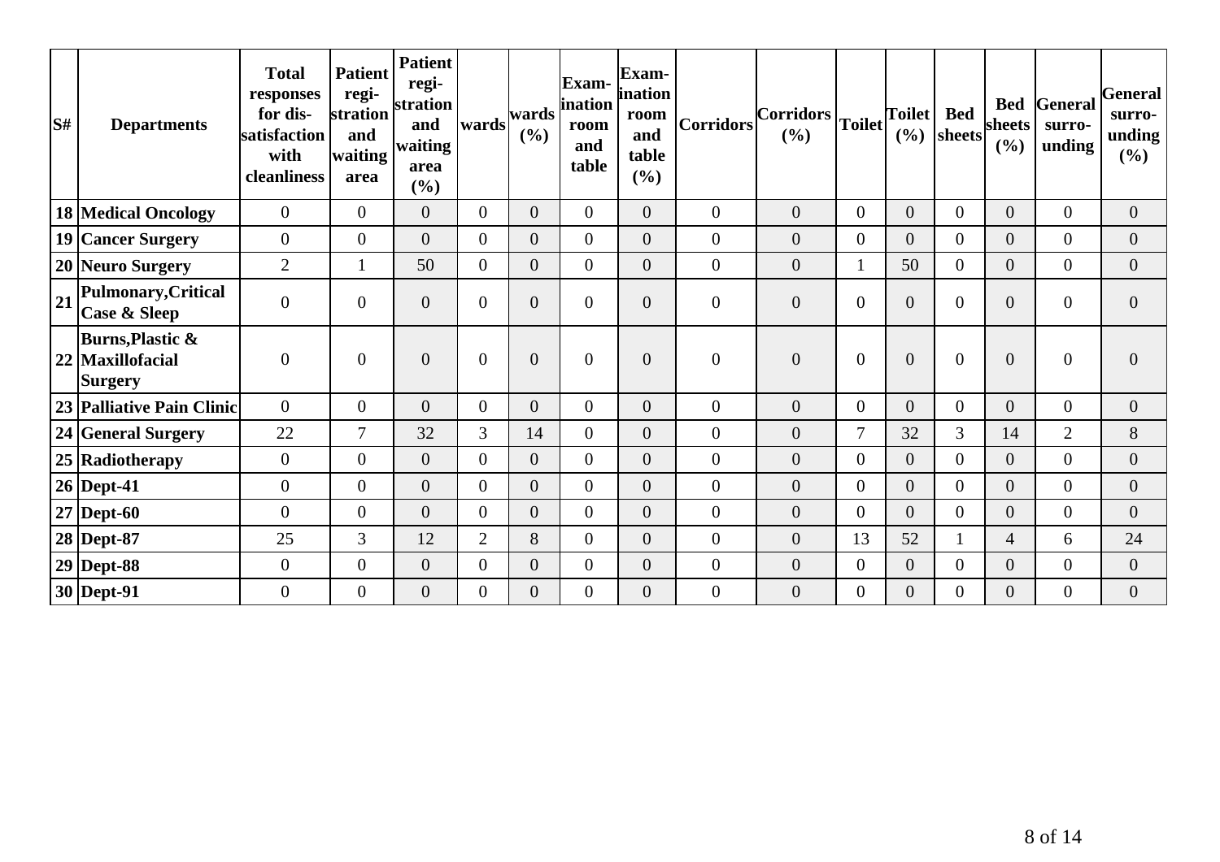| S# | Departments | Total responses for dis-satisfaction with cleanliness | Patient regi-stration and waiting area | Patient regi-stration and waiting area (%) | wards | wards (%) | Exam-ination room and table | Exam-ination room and table (%) | Corridors | Corridors (%) | Toilet | Toilet (%) | Bed sheets | Bed sheets (%) | General surro-unding | General surro-unding (%) |
|---|---|---|---|---|---|---|---|---|---|---|---|---|---|---|---|---|
| 18 | Medical Oncology | 0 | 0 | 0 | 0 | 0 | 0 | 0 | 0 | 0 | 0 | 0 | 0 | 0 | 0 | 0 |
| 19 | Cancer Surgery | 0 | 0 | 0 | 0 | 0 | 0 | 0 | 0 | 0 | 0 | 0 | 0 | 0 | 0 | 0 |
| 20 | Neuro Surgery | 2 | 1 | 50 | 0 | 0 | 0 | 0 | 0 | 0 | 1 | 50 | 0 | 0 | 0 | 0 |
| 21 | Pulmonary,Critical Case & Sleep | 0 | 0 | 0 | 0 | 0 | 0 | 0 | 0 | 0 | 0 | 0 | 0 | 0 | 0 | 0 |
| 22 | Burns,Plastic & Maxillofacial Surgery | 0 | 0 | 0 | 0 | 0 | 0 | 0 | 0 | 0 | 0 | 0 | 0 | 0 | 0 | 0 |
| 23 | Palliative Pain Clinic | 0 | 0 | 0 | 0 | 0 | 0 | 0 | 0 | 0 | 0 | 0 | 0 | 0 | 0 | 0 |
| 24 | General Surgery | 22 | 7 | 32 | 3 | 14 | 0 | 0 | 0 | 0 | 7 | 32 | 3 | 14 | 2 | 8 |
| 25 | Radiotherapy | 0 | 0 | 0 | 0 | 0 | 0 | 0 | 0 | 0 | 0 | 0 | 0 | 0 | 0 | 0 |
| 26 | Dept-41 | 0 | 0 | 0 | 0 | 0 | 0 | 0 | 0 | 0 | 0 | 0 | 0 | 0 | 0 | 0 |
| 27 | Dept-60 | 0 | 0 | 0 | 0 | 0 | 0 | 0 | 0 | 0 | 0 | 0 | 0 | 0 | 0 | 0 |
| 28 | Dept-87 | 25 | 3 | 12 | 2 | 8 | 0 | 0 | 0 | 0 | 13 | 52 | 1 | 4 | 6 | 24 |
| 29 | Dept-88 | 0 | 0 | 0 | 0 | 0 | 0 | 0 | 0 | 0 | 0 | 0 | 0 | 0 | 0 | 0 |
| 30 | Dept-91 | 0 | 0 | 0 | 0 | 0 | 0 | 0 | 0 | 0 | 0 | 0 | 0 | 0 | 0 | 0 |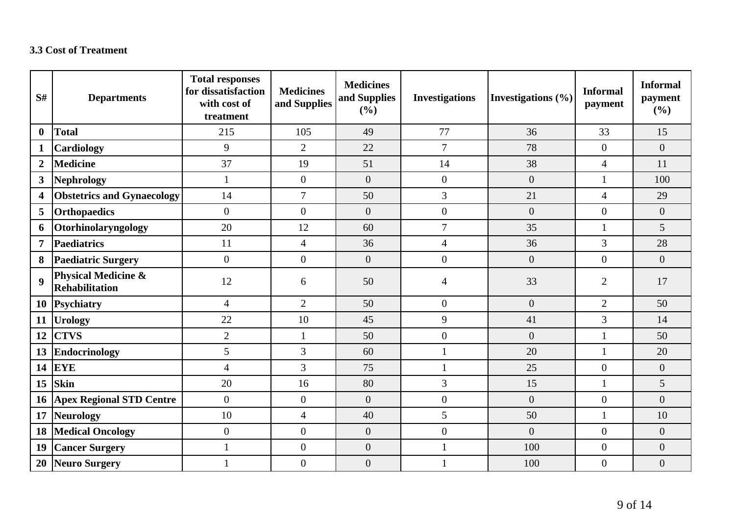### 3.3 Cost of Treatment

| S# | Departments | Total responses for dissatisfaction with cost of treatment | Medicines and Supplies | Medicines and Supplies (%) | Investigations | Investigations (%) | Informal payment | Informal payment (%) |
|---|---|---|---|---|---|---|---|---|
| **0** | **Total** | 215 | 105 | 49 | 77 | 36 | 33 | 15 |
| **1** | **Cardiology** | 9 | 2 | 22 | 7 | 78 | 0 | 0 |
| **2** | **Medicine** | 37 | 19 | 51 | 14 | 38 | 4 | 11 |
| **3** | **Nephrology** | 1 | 0 | 0 | 0 | 0 | 1 | 100 |
| **4** | **Obstetrics and Gynaecology** | 14 | 7 | 50 | 3 | 21 | 4 | 29 |
| **5** | **Orthopaedics** | 0 | 0 | 0 | 0 | 0 | 0 | 0 |
| **6** | **Otorhinolaryngology** | 20 | 12 | 60 | 7 | 35 | 1 | 5 |
| **7** | **Paediatrics** | 11 | 4 | 36 | 4 | 36 | 3 | 28 |
| **8** | **Paediatric Surgery** | 0 | 0 | 0 | 0 | 0 | 0 | 0 |
| **9** | **Physical Medicine & Rehabilitation** | 12 | 6 | 50 | 4 | 33 | 2 | 17 |
| **10** | **Psychiatry** | 4 | 2 | 50 | 0 | 0 | 2 | 50 |
| **11** | **Urology** | 22 | 10 | 45 | 9 | 41 | 3 | 14 |
| **12** | **CTVS** | 2 | 1 | 50 | 0 | 0 | 1 | 50 |
| **13** | **Endocrinology** | 5 | 3 | 60 | 1 | 20 | 1 | 20 |
| **14** | **EYE** | 4 | 3 | 75 | 1 | 25 | 0 | 0 |
| **15** | **Skin** | 20 | 16 | 80 | 3 | 15 | 1 | 5 |
| **16** | **Apex Regional STD Centre** | 0 | 0 | 0 | 0 | 0 | 0 | 0 |
| **17** | **Neurology** | 10 | 4 | 40 | 5 | 50 | 1 | 10 |
| **18** | **Medical Oncology** | 0 | 0 | 0 | 0 | 0 | 0 | 0 |
| **19** | **Cancer Surgery** | 1 | 0 | 0 | 1 | 100 | 0 | 0 |
| **20** | **Neuro Surgery** | 1 | 0 | 0 | 1 | 100 | 0 | 0 |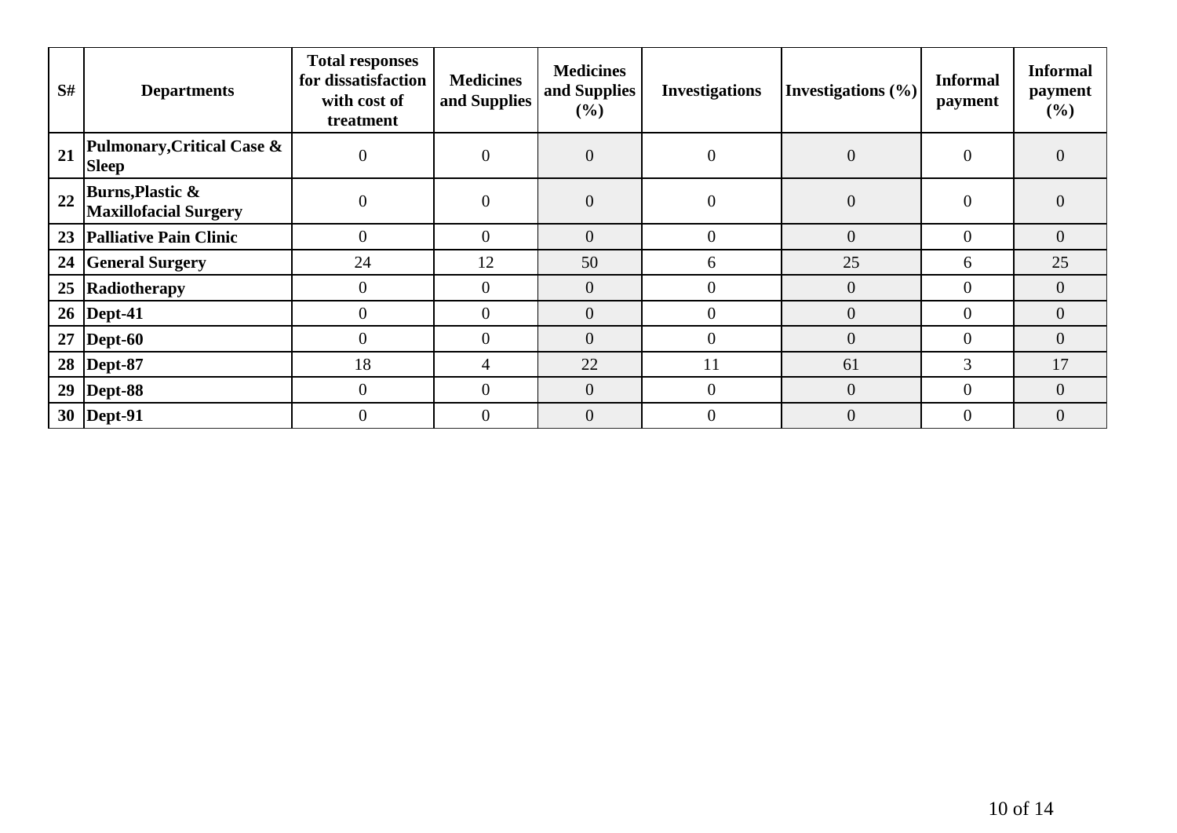| S# | Departments | Total responses for dissatisfaction with cost of treatment | Medicines and Supplies | Medicines and Supplies (%) | Investigations | Investigations (%) | Informal payment | Informal payment (%) |
|---|---|---|---|---|---|---|---|---|
| 21 | **Pulmonary,Critical Case & Sleep** | 0 | 0 | 0 | 0 | 0 | 0 | 0 |
| 22 | **Burns,Plastic & Maxillofacial Surgery** | 0 | 0 | 0 | 0 | 0 | 0 | 0 |
| 23 | **Palliative Pain Clinic** | 0 | 0 | 0 | 0 | 0 | 0 | 0 |
| 24 | **General Surgery** | 24 | 12 | 50 | 6 | 25 | 6 | 25 |
| 25 | **Radiotherapy** | 0 | 0 | 0 | 0 | 0 | 0 | 0 |
| 26 | **Dept-41** | 0 | 0 | 0 | 0 | 0 | 0 | 0 |
| 27 | **Dept-60** | 0 | 0 | 0 | 0 | 0 | 0 | 0 |
| 28 | **Dept-87** | 18 | 4 | 22 | 11 | 61 | 3 | 17 |
| 29 | **Dept-88** | 0 | 0 | 0 | 0 | 0 | 0 | 0 |
| 30 | **Dept-91** | 0 | 0 | 0 | 0 | 0 | 0 | 0 |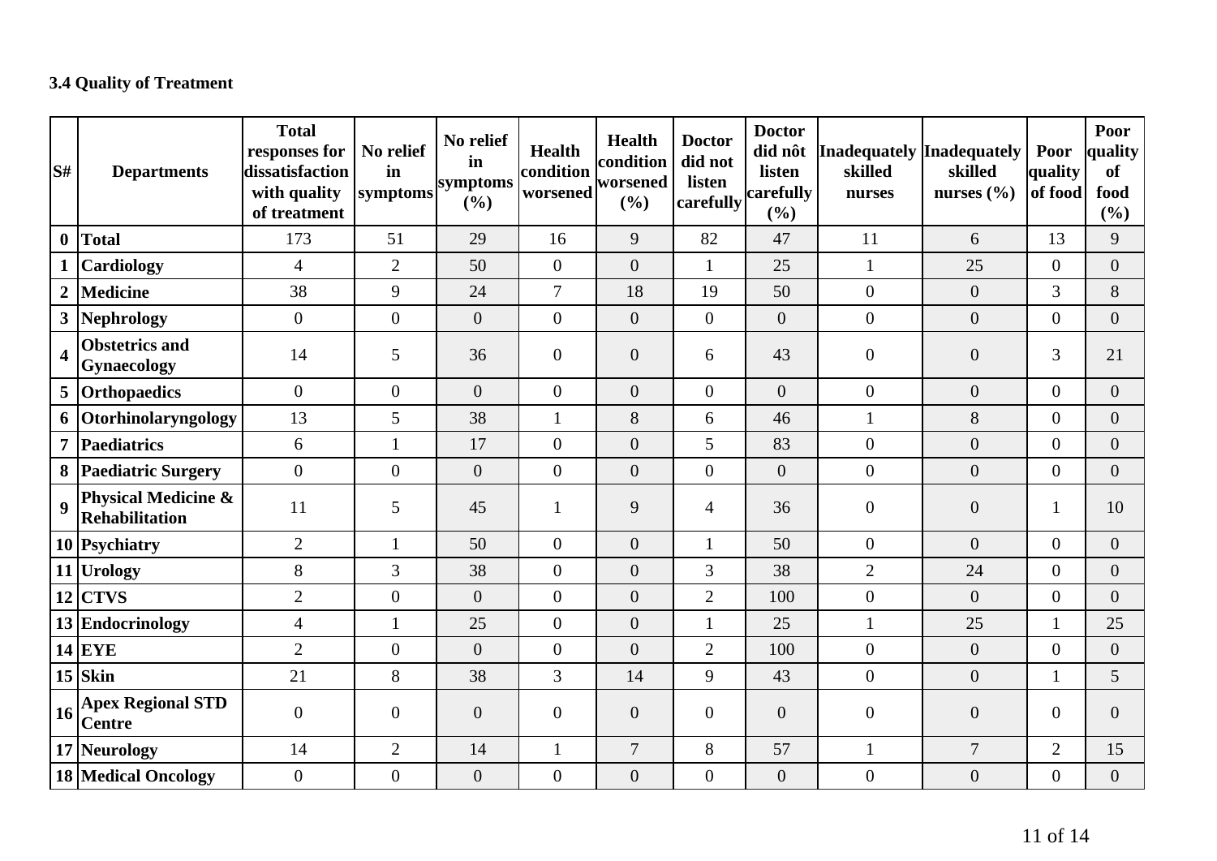### 3.4 Quality of Treatment

| S# | Departments | Total responses for dissatisfaction with quality of treatment | No relief in symptoms | No relief in symptoms (%) | Health condition worsened | Health condition worsened (%) | Doctor did not listen carefully | Doctor did nôt listen carefully (%) | Inadequately skilled nurses | Inadequately skilled nurses (%) | Poor quality of food | Poor quality of food (%) |
|---|---|---|---|---|---|---|---|---|---|---|---|---|
| 0 | Total | 173 | 51 | 29 | 16 | 9 | 82 | 47 | 11 | 6 | 13 | 9 |
| 1 | Cardiology | 4 | 2 | 50 | 0 | 0 | 1 | 25 | 1 | 25 | 0 | 0 |
| 2 | Medicine | 38 | 9 | 24 | 7 | 18 | 19 | 50 | 0 | 0 | 3 | 8 |
| 3 | Nephrology | 0 | 0 | 0 | 0 | 0 | 0 | 0 | 0 | 0 | 0 | 0 |
| 4 | Obstetrics and Gynaecology | 14 | 5 | 36 | 0 | 0 | 6 | 43 | 0 | 0 | 3 | 21 |
| 5 | Orthopaedics | 0 | 0 | 0 | 0 | 0 | 0 | 0 | 0 | 0 | 0 | 0 |
| 6 | Otorhinolaryngology | 13 | 5 | 38 | 1 | 8 | 6 | 46 | 1 | 8 | 0 | 0 |
| 7 | Paediatrics | 6 | 1 | 17 | 0 | 0 | 5 | 83 | 0 | 0 | 0 | 0 |
| 8 | Paediatric Surgery | 0 | 0 | 0 | 0 | 0 | 0 | 0 | 0 | 0 | 0 | 0 |
| 9 | Physical Medicine & Rehabilitation | 11 | 5 | 45 | 1 | 9 | 4 | 36 | 0 | 0 | 1 | 10 |
| 10 | Psychiatry | 2 | 1 | 50 | 0 | 0 | 1 | 50 | 0 | 0 | 0 | 0 |
| 11 | Urology | 8 | 3 | 38 | 0 | 0 | 3 | 38 | 2 | 24 | 0 | 0 |
| 12 | CTVS | 2 | 0 | 0 | 0 | 0 | 2 | 100 | 0 | 0 | 0 | 0 |
| 13 | Endocrinology | 4 | 1 | 25 | 0 | 0 | 1 | 25 | 1 | 25 | 1 | 25 |
| 14 | EYE | 2 | 0 | 0 | 0 | 0 | 2 | 100 | 0 | 0 | 0 | 0 |
| 15 | Skin | 21 | 8 | 38 | 3 | 14 | 9 | 43 | 0 | 0 | 1 | 5 |
| 16 | Apex Regional STD Centre | 0 | 0 | 0 | 0 | 0 | 0 | 0 | 0 | 0 | 0 | 0 |
| 17 | Neurology | 14 | 2 | 14 | 1 | 7 | 8 | 57 | 1 | 7 | 2 | 15 |
| 18 | Medical Oncology | 0 | 0 | 0 | 0 | 0 | 0 | 0 | 0 | 0 | 0 | 0 |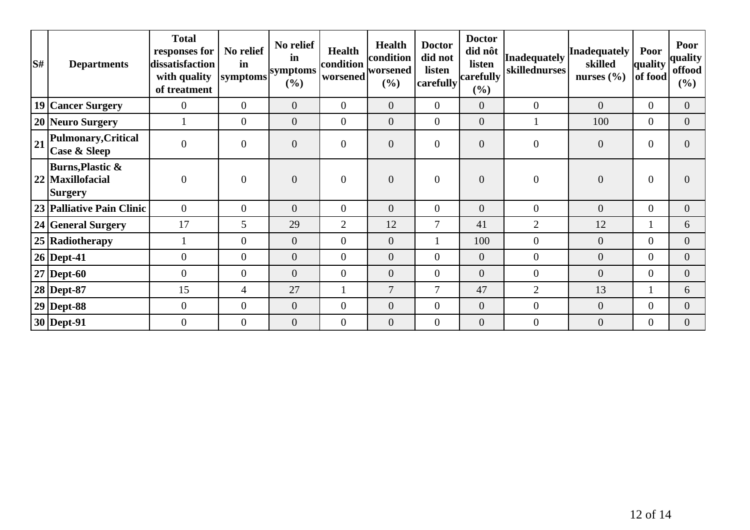| S# | Departments | Total responses for dissatisfaction with quality of treatment | No relief in symptoms | No relief in symptoms (%) | Health condition worsened | Health condition worsened (%) | Doctor did not listen carefully | Doctor did nôt listen carefully (%) | Inadequately skillednurses | Inadequately skilled nurses (%) | Poor quality of food | Poor quality offood (%) |
|---|---|---|---|---|---|---|---|---|---|---|---|---|
| 19 | Cancer Surgery | 0 | 0 | 0 | 0 | 0 | 0 | 0 | 0 | 0 | 0 | 0 |
| 20 | Neuro Surgery | 1 | 0 | 0 | 0 | 0 | 0 | 0 | 1 | 100 | 0 | 0 |
| 21 | Pulmonary,Critical Case & Sleep | 0 | 0 | 0 | 0 | 0 | 0 | 0 | 0 | 0 | 0 | 0 |
| 22 | Burns,Plastic & Maxillofacial Surgery | 0 | 0 | 0 | 0 | 0 | 0 | 0 | 0 | 0 | 0 | 0 |
| 23 | Palliative Pain Clinic | 0 | 0 | 0 | 0 | 0 | 0 | 0 | 0 | 0 | 0 | 0 |
| 24 | General Surgery | 17 | 5 | 29 | 2 | 12 | 7 | 41 | 2 | 12 | 1 | 6 |
| 25 | Radiotherapy | 1 | 0 | 0 | 0 | 0 | 1 | 100 | 0 | 0 | 0 | 0 |
| 26 | Dept-41 | 0 | 0 | 0 | 0 | 0 | 0 | 0 | 0 | 0 | 0 | 0 |
| 27 | Dept-60 | 0 | 0 | 0 | 0 | 0 | 0 | 0 | 0 | 0 | 0 | 0 |
| 28 | Dept-87 | 15 | 4 | 27 | 1 | 7 | 7 | 47 | 2 | 13 | 1 | 6 |
| 29 | Dept-88 | 0 | 0 | 0 | 0 | 0 | 0 | 0 | 0 | 0 | 0 | 0 |
| 30 | Dept-91 | 0 | 0 | 0 | 0 | 0 | 0 | 0 | 0 | 0 | 0 | 0 |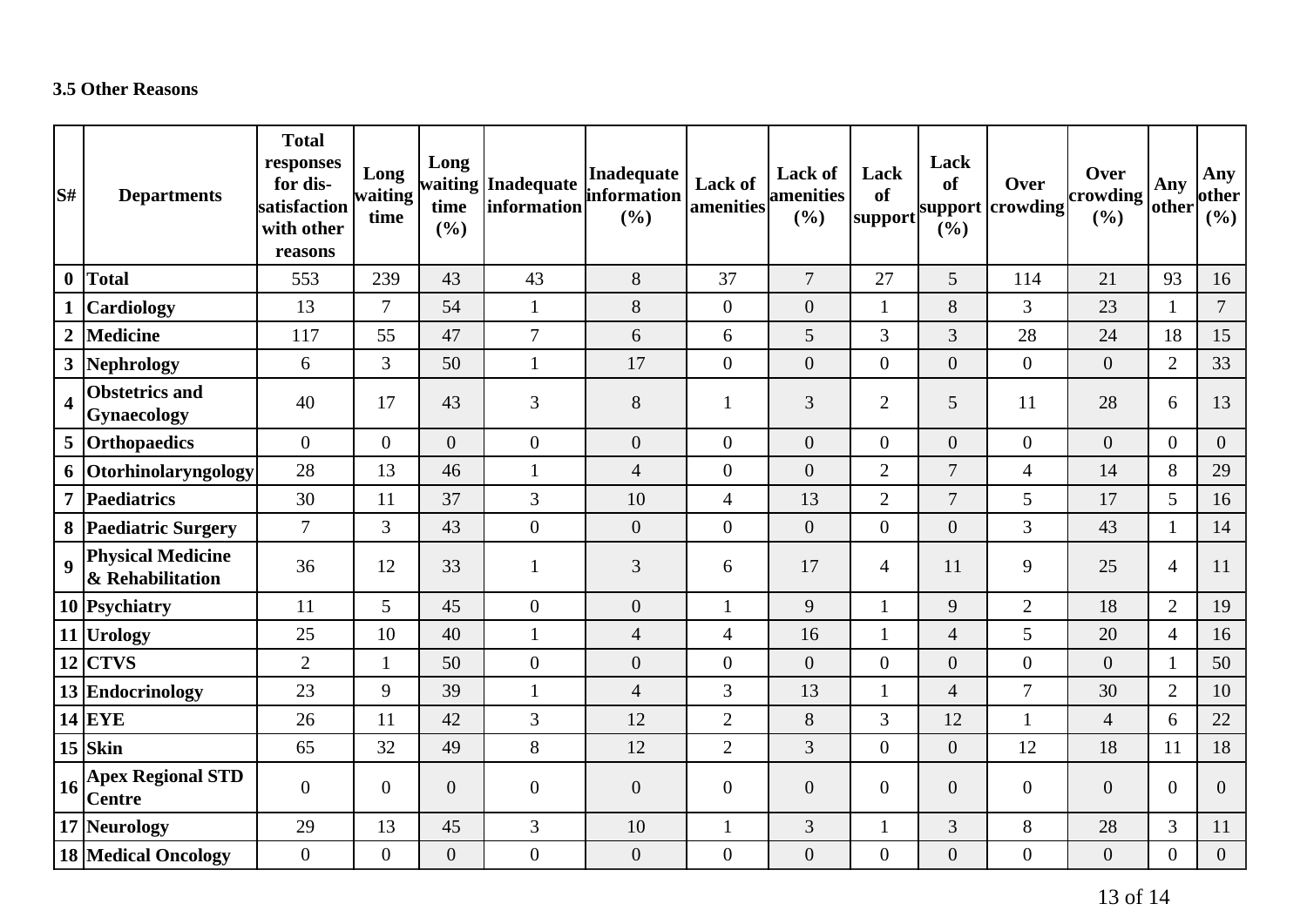### 3.5 Other Reasons

| S# | Departments | Total responses for dis-satisfaction with other reasons | Long waiting time | Long waiting time (%) | Inadequate information | Inadequate information (%) | Lack of amenities | Lack of amenities (%) | Lack of support | Lack of support (%) | Over crowding | Over crowding (%) | Any other | Any other (%) |
|---|---|---|---|---|---|---|---|---|---|---|---|---|---|---|
| 0 | Total | 553 | 239 | 43 | 43 | 8 | 37 | 7 | 27 | 5 | 114 | 21 | 93 | 16 |
| 1 | Cardiology | 13 | 7 | 54 | 1 | 8 | 0 | 0 | 1 | 8 | 3 | 23 | 1 | 7 |
| 2 | Medicine | 117 | 55 | 47 | 7 | 6 | 6 | 5 | 3 | 3 | 28 | 24 | 18 | 15 |
| 3 | Nephrology | 6 | 3 | 50 | 1 | 17 | 0 | 0 | 0 | 0 | 0 | 0 | 2 | 33 |
| 4 | Obstetrics and Gynaecology | 40 | 17 | 43 | 3 | 8 | 1 | 3 | 2 | 5 | 11 | 28 | 6 | 13 |
| 5 | Orthopaedics | 0 | 0 | 0 | 0 | 0 | 0 | 0 | 0 | 0 | 0 | 0 | 0 | 0 |
| 6 | Otorhinolaryngology | 28 | 13 | 46 | 1 | 4 | 0 | 0 | 2 | 7 | 4 | 14 | 8 | 29 |
| 7 | Paediatrics | 30 | 11 | 37 | 3 | 10 | 4 | 13 | 2 | 7 | 5 | 17 | 5 | 16 |
| 8 | Paediatric Surgery | 7 | 3 | 43 | 0 | 0 | 0 | 0 | 0 | 0 | 3 | 43 | 1 | 14 |
| 9 | Physical Medicine & Rehabilitation | 36 | 12 | 33 | 1 | 3 | 6 | 17 | 4 | 11 | 9 | 25 | 4 | 11 |
| 10 | Psychiatry | 11 | 5 | 45 | 0 | 0 | 1 | 9 | 1 | 9 | 2 | 18 | 2 | 19 |
| 11 | Urology | 25 | 10 | 40 | 1 | 4 | 4 | 16 | 1 | 4 | 5 | 20 | 4 | 16 |
| 12 | CTVS | 2 | 1 | 50 | 0 | 0 | 0 | 0 | 0 | 0 | 0 | 0 | 1 | 50 |
| 13 | Endocrinology | 23 | 9 | 39 | 1 | 4 | 3 | 13 | 1 | 4 | 7 | 30 | 2 | 10 |
| 14 | EYE | 26 | 11 | 42 | 3 | 12 | 2 | 8 | 3 | 12 | 1 | 4 | 6 | 22 |
| 15 | Skin | 65 | 32 | 49 | 8 | 12 | 2 | 3 | 0 | 0 | 12 | 18 | 11 | 18 |
| 16 | Apex Regional STD Centre | 0 | 0 | 0 | 0 | 0 | 0 | 0 | 0 | 0 | 0 | 0 | 0 | 0 |
| 17 | Neurology | 29 | 13 | 45 | 3 | 10 | 1 | 3 | 1 | 3 | 8 | 28 | 3 | 11 |
| 18 | Medical Oncology | 0 | 0 | 0 | 0 | 0 | 0 | 0 | 0 | 0 | 0 | 0 | 0 | 0 |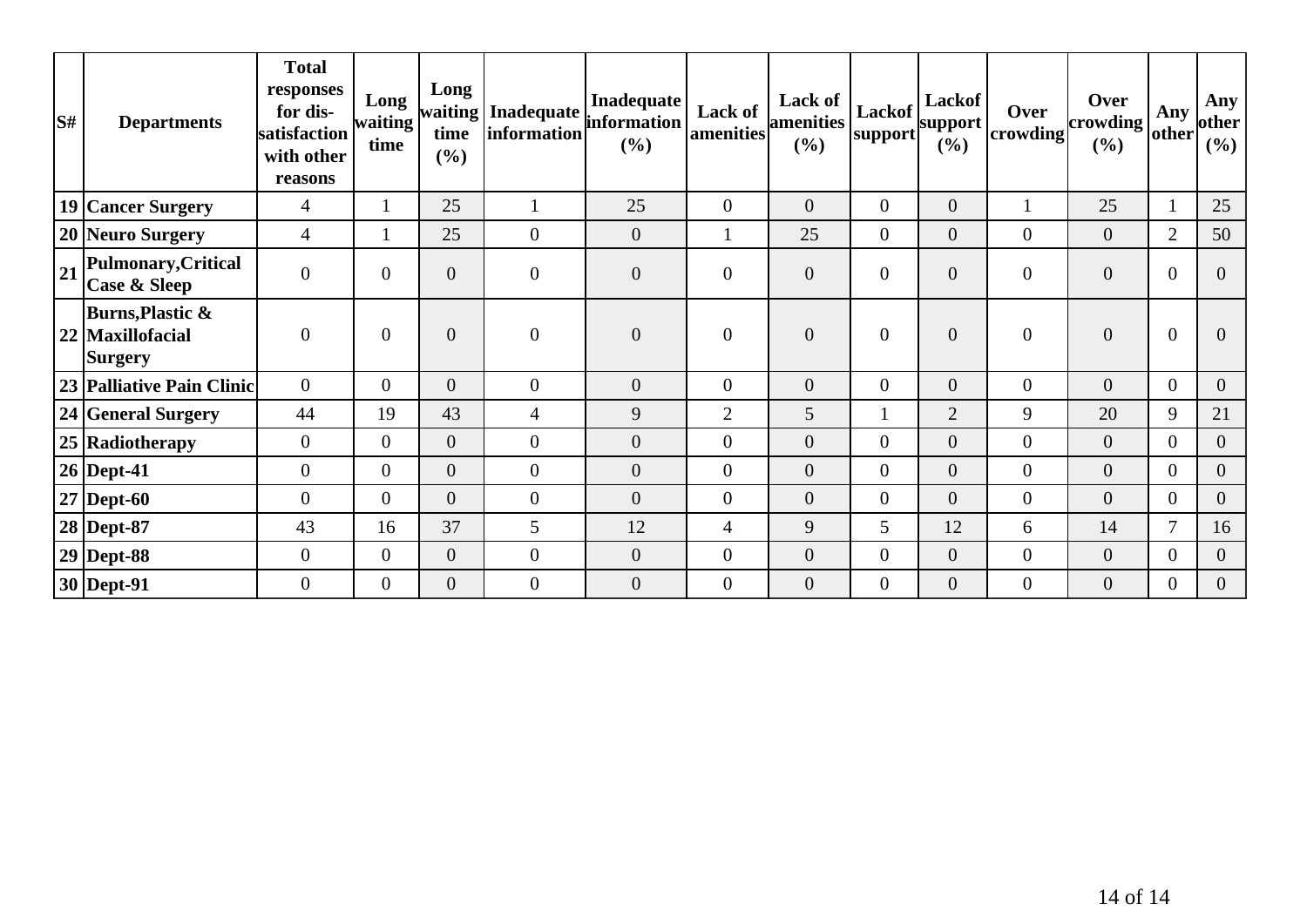| S# | Departments | Total responses for dis-satisfaction with other reasons | Long waiting time | Long waiting time (%) | Inadequate information | Inadequate information (%) | Lack of amenities | Lack of amenities (%) | Lackof support | Lackof support (%) | Over crowding | Over crowding (%) | Any other | Any other (%) |
|---|---|---|---|---|---|---|---|---|---|---|---|---|---|---|
| 19 | Cancer Surgery | 4 | 1 | 25 | 1 | 25 | 0 | 0 | 0 | 0 | 1 | 25 | 1 | 25 |
| 20 | Neuro Surgery | 4 | 1 | 25 | 0 | 0 | 1 | 25 | 0 | 0 | 0 | 0 | 2 | 50 |
| 21 | Pulmonary,Critical Case & Sleep | 0 | 0 | 0 | 0 | 0 | 0 | 0 | 0 | 0 | 0 | 0 | 0 | 0 |
| 22 | Burns,Plastic & Maxillofacial Surgery | 0 | 0 | 0 | 0 | 0 | 0 | 0 | 0 | 0 | 0 | 0 | 0 | 0 |
| 23 | Palliative Pain Clinic | 0 | 0 | 0 | 0 | 0 | 0 | 0 | 0 | 0 | 0 | 0 | 0 | 0 |
| 24 | General Surgery | 44 | 19 | 43 | 4 | 9 | 2 | 5 | 1 | 2 | 9 | 20 | 9 | 21 |
| 25 | Radiotherapy | 0 | 0 | 0 | 0 | 0 | 0 | 0 | 0 | 0 | 0 | 0 | 0 | 0 |
| 26 | Dept-41 | 0 | 0 | 0 | 0 | 0 | 0 | 0 | 0 | 0 | 0 | 0 | 0 | 0 |
| 27 | Dept-60 | 0 | 0 | 0 | 0 | 0 | 0 | 0 | 0 | 0 | 0 | 0 | 0 | 0 |
| 28 | Dept-87 | 43 | 16 | 37 | 5 | 12 | 4 | 9 | 5 | 12 | 6 | 14 | 7 | 16 |
| 29 | Dept-88 | 0 | 0 | 0 | 0 | 0 | 0 | 0 | 0 | 0 | 0 | 0 | 0 | 0 |
| 30 | Dept-91 | 0 | 0 | 0 | 0 | 0 | 0 | 0 | 0 | 0 | 0 | 0 | 0 | 0 |